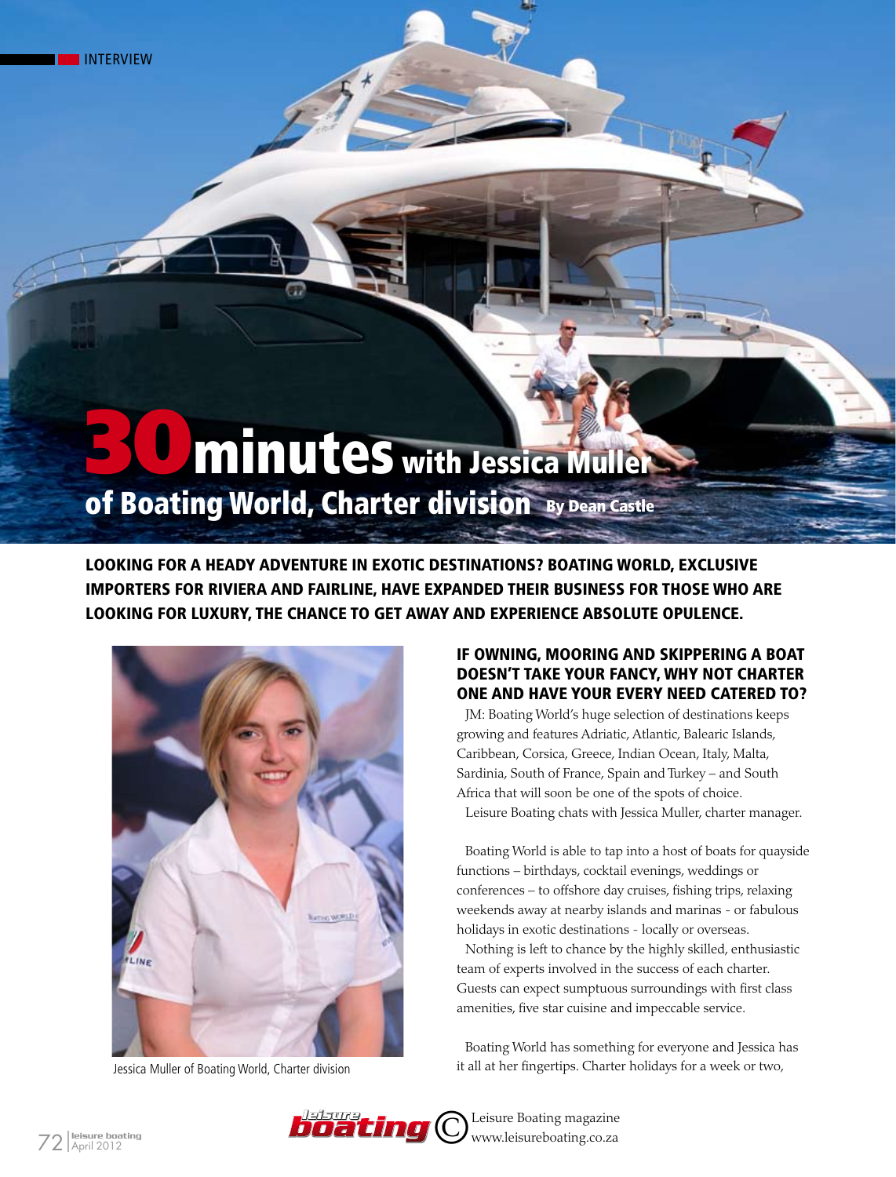INTERVIEW

# 30 minutes with Jessica Muller of Boating World, Charter division

By Dean Castle

**LOOKING FOR A HEADY ADVENTURE IN EXOTIC DESTINATIONS? BOATING WORLD, EXCLUSIVE IMPORTERS FOR RIVIERA AND FAIRLINE, HAVE EXPANDED THEIR BUSINESS FOR THOSE WHO ARE LOOKING FOR LUXURY, THE CHANCE TO GET AWAY AND EXPERIENCE ABSOLUTE OPULENCE.**

Jessica Muller of Boating World, Charter division

### IF OWNING, MOORING AND SKIPPERING A BOAT DOESN'T TAKE YOUR FANCY, WHY NOT CHARTER ONE AND HAVE YOUR EVERY NEED CATERED TO?

JM: Boating World's huge selection of destinations keeps growing and features Adriatic, Atlantic, Balearic Islands, Caribbean, Corsica, Greece, Indian Ocean, Italy, Malta, Sardinia, South of France, Spain and Turkey – and South Africa that will soon be one of the spots of choice.

Leisure Boating chats with Jessica Muller, charter manager.

Boating World is able to tap into a host of boats for quayside functions – birthdays, cocktail evenings, weddings or conferences – to offshore day cruises, fishing trips, relaxing weekends away at nearby islands and marinas - or fabulous holidays in exotic destinations - locally or overseas.

Nothing is left to chance by the highly skilled, enthusiastic team of experts involved in the success of each charter. Guests can expect sumptuous surroundings with first class amenities, five star cuisine and impeccable service.

Boating World has something for everyone and Jessica has it all at her fingertips. Charter holidays for a week or two,

leisure boating © Leisure Boating magazine www.leisureboating.co.za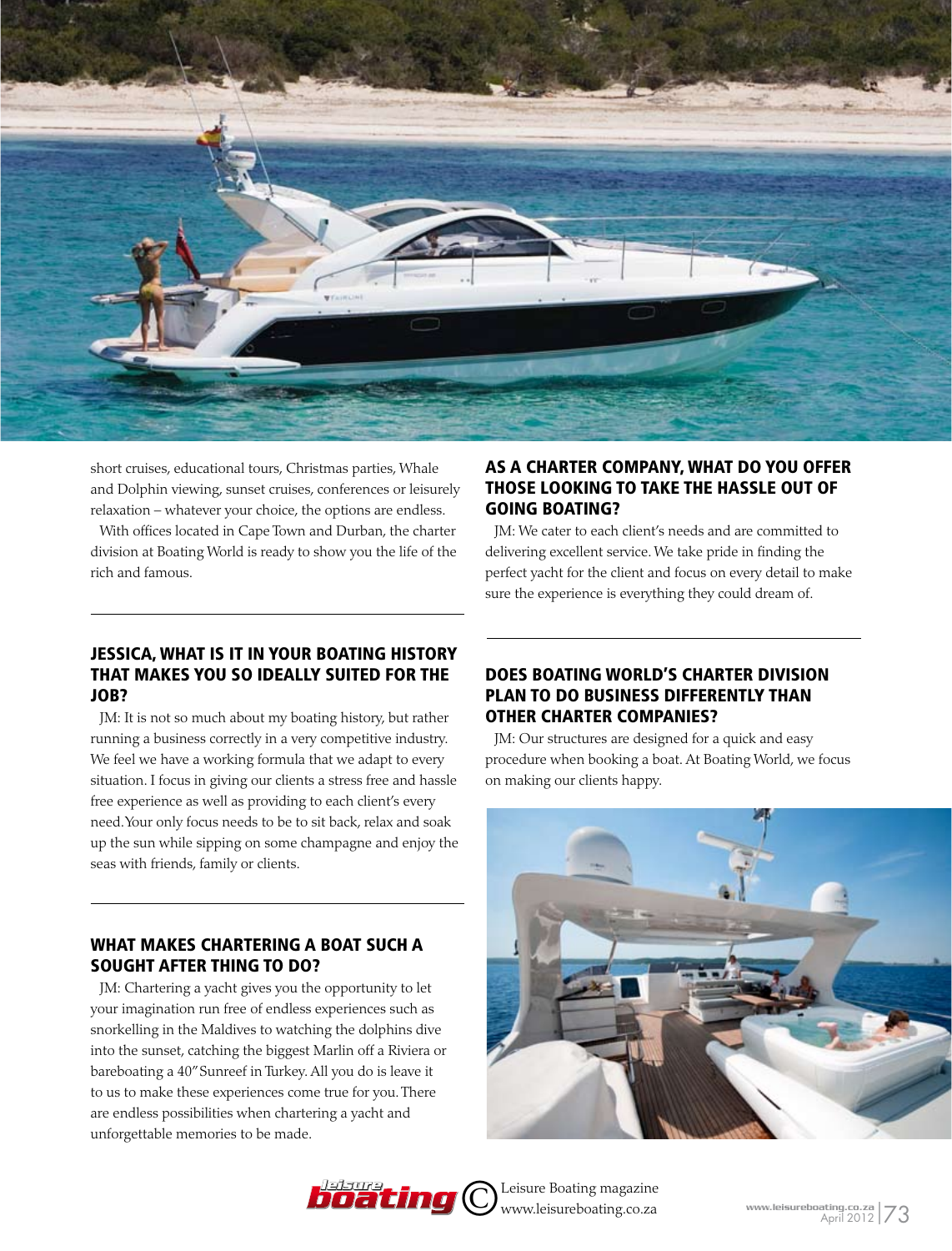short cruises, educational tours, Christmas parties, Whale and Dolphin viewing, sunset cruises, conferences or leisurely relaxation – whatever your choice, the options are endless.

With offices located in Cape Town and Durban, the charter division at Boating World is ready to show you the life of the rich and famous.

## JESSICA, WHAT IS IT IN YOUR BOATING HISTORY THAT MAKES YOU SO IDEALLY SUITED FOR THE JOB?

JM: It is not so much about my boating history, but rather running a business correctly in a very competitive industry. We feel we have a working formula that we adapt to every situation. I focus in giving our clients a stress free and hassle free experience as well as providing to each client's every need. Your only focus needs to be to sit back, relax and soak up the sun while sipping on some champagne and enjoy the seas with friends, family or clients.

## WHAT MAKES CHARTERING A BOAT SUCH A SOUGHT AFTER THING TO DO?

JM: Chartering a yacht gives you the opportunity to let your imagination run free of endless experiences such as snorkelling in the Maldives to watching the dolphins dive into the sunset, catching the biggest Marlin off a Riviera or bareboating a 40" Sunreef in Turkey. All you do is leave it to us to make these experiences come true for you. There are endless possibilities when chartering a yacht and unforgettable memories to be made.

## AS A CHARTER COMPANY, WHAT DO YOU OFFER THOSE LOOKING TO TAKE THE HASSLE OUT OF GOING BOATING?

JM: We cater to each client's needs and are committed to delivering excellent service. We take pride in finding the perfect yacht for the client and focus on every detail to make sure the experience is everything they could dream of.

## DOES BOATING WORLD'S CHARTER DIVISION PLAN TO DO BUSINESS DIFFERENTLY THAN OTHER CHARTER COMPANIES?

JM: Our structures are designed for a quick and easy procedure when booking a boat. At Boating World, we focus on making our clients happy.

leisure boating © Leisure Boating magazine www.leisureboating.co.za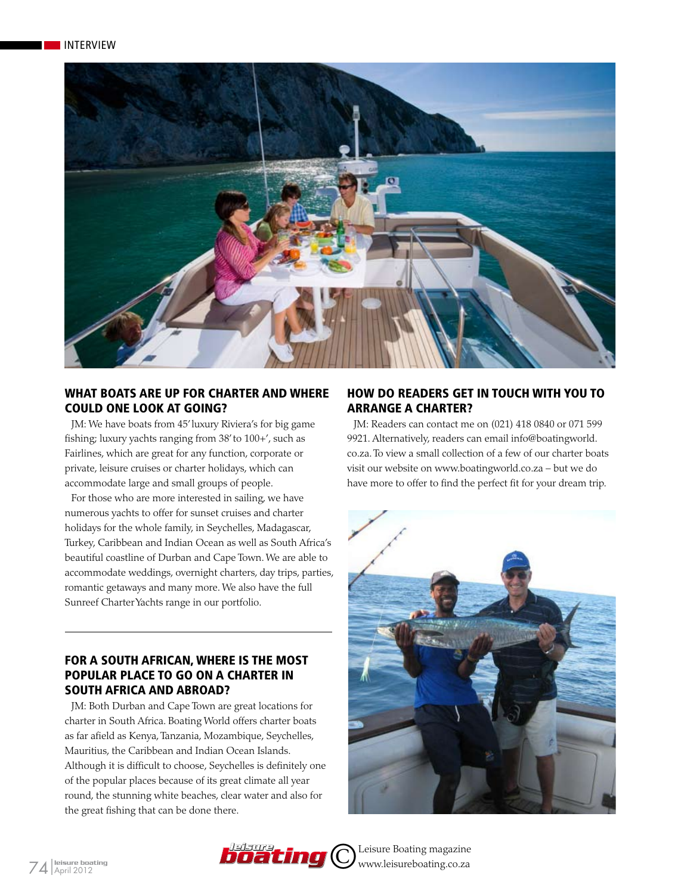## WHAT BOATS ARE UP FOR CHARTER AND WHERE COULD ONE LOOK AT GOING?

JM: We have boats from 45' luxury Riviera's for big game fishing; luxury yachts ranging from 38' to 100+', such as Fairlines, which are great for any function, corporate or private, leisure cruises or charter holidays, which can accommodate large and small groups of people.

For those who are more interested in sailing, we have numerous yachts to offer for sunset cruises and charter holidays for the whole family, in Seychelles, Madagascar, Turkey, Caribbean and Indian Ocean as well as South Africa's beautiful coastline of Durban and Cape Town. We are able to accommodate weddings, overnight charters, day trips, parties, romantic getaways and many more. We also have the full Sunreef Charter Yachts range in our portfolio.

## FOR A SOUTH AFRICAN, WHERE IS THE MOST POPULAR PLACE TO GO ON A CHARTER IN SOUTH AFRICA AND ABROAD?

JM: Both Durban and Cape Town are great locations for charter in South Africa. Boating World offers charter boats as far afield as Kenya, Tanzania, Mozambique, Seychelles, Mauritius, the Caribbean and Indian Ocean Islands. Although it is difficult to choose, Seychelles is definitely one of the popular places because of its great climate all year round, the stunning white beaches, clear water and also for the great fishing that can be done there.

## HOW DO READERS GET IN TOUCH WITH YOU TO ARRANGE A CHARTER?

JM: Readers can contact me on (021) 418 0840 or 071 599 9921. Alternatively, readers can email info@boatingworld.co.za. To view a small collection of a few of our charter boats visit our website on www.boatingworld.co.za – but we do have more to offer to find the perfect fit for your dream trip.

leisure boating © Leisure Boating magazine
www.leisureboating.co.za